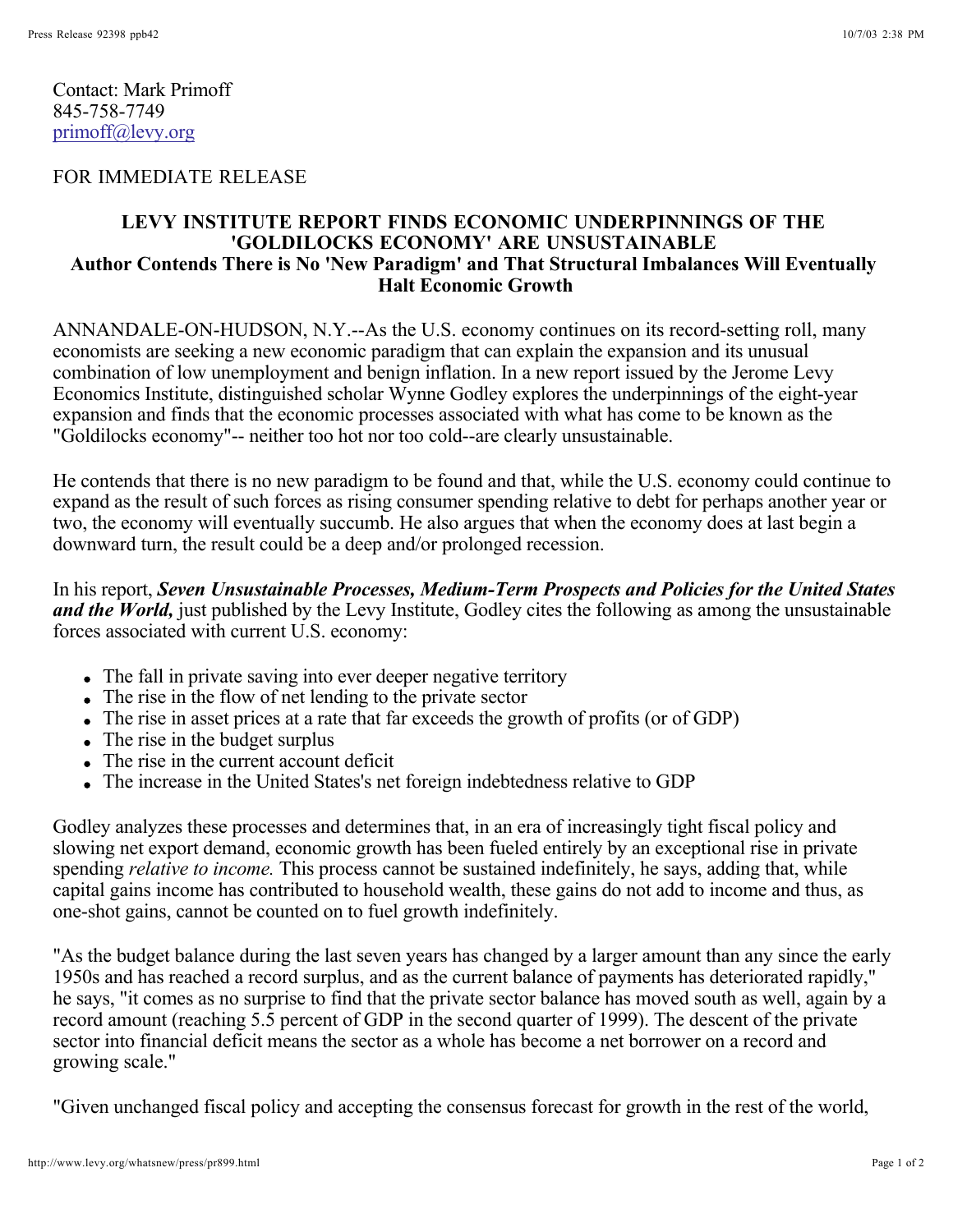Contact: Mark Primoff
845-758-7749
primoff@levy.org

FOR IMMEDIATE RELEASE

**LEVY INSTITUTE REPORT FINDS ECONOMIC UNDERPINNINGS OF THE 'GOLDILOCKS ECONOMY' ARE UNSUSTAINABLE**
**Author Contends There is No 'New Paradigm' and That Structural Imbalances Will Eventually Halt Economic Growth**

ANNANDALE-ON-HUDSON, N.Y.--As the U.S. economy continues on its record-setting roll, many economists are seeking a new economic paradigm that can explain the expansion and its unusual combination of low unemployment and benign inflation. In a new report issued by the Jerome Levy Economics Institute, distinguished scholar Wynne Godley explores the underpinnings of the eight-year expansion and finds that the economic processes associated with what has come to be known as the "Goldilocks economy"-- neither too hot nor too cold--are clearly unsustainable.

He contends that there is no new paradigm to be found and that, while the U.S. economy could continue to expand as the result of such forces as rising consumer spending relative to debt for perhaps another year or two, the economy will eventually succumb. He also argues that when the economy does at last begin a downward turn, the result could be a deep and/or prolonged recession.

In his report, ***Seven Unsustainable Processes, Medium-Term Prospects and Policies for the United States and the World,*** just published by the Levy Institute, Godley cites the following as among the unsustainable forces associated with current U.S. economy:

- The fall in private saving into ever deeper negative territory
- The rise in the flow of net lending to the private sector
- The rise in asset prices at a rate that far exceeds the growth of profits (or of GDP)
- The rise in the budget surplus
- The rise in the current account deficit
- The increase in the United States's net foreign indebtedness relative to GDP

Godley analyzes these processes and determines that, in an era of increasingly tight fiscal policy and slowing net export demand, economic growth has been fueled entirely by an exceptional rise in private spending *relative to income.* This process cannot be sustained indefinitely, he says, adding that, while capital gains income has contributed to household wealth, these gains do not add to income and thus, as one-shot gains, cannot be counted on to fuel growth indefinitely.

"As the budget balance during the last seven years has changed by a larger amount than any since the early 1950s and has reached a record surplus, and as the current balance of payments has deteriorated rapidly," he says, "it comes as no surprise to find that the private sector balance has moved south as well, again by a record amount (reaching 5.5 percent of GDP in the second quarter of 1999). The descent of the private sector into financial deficit means the sector as a whole has become a net borrower on a record and growing scale."

"Given unchanged fiscal policy and accepting the consensus forecast for growth in the rest of the world,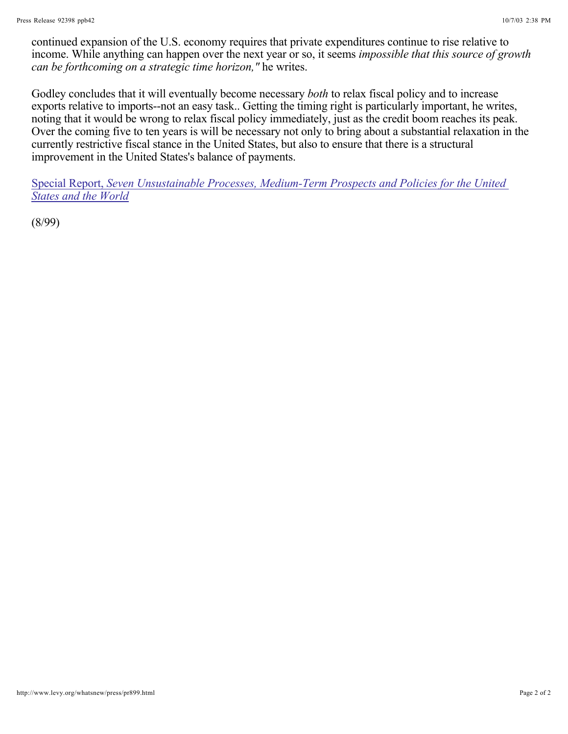continued expansion of the U.S. economy requires that private expenditures continue to rise relative to income. While anything can happen over the next year or so, it seems *impossible that this source of growth can be forthcoming on a strategic time horizon,"* he writes.

Godley concludes that it will eventually become necessary *both* to relax fiscal policy and to increase exports relative to imports--not an easy task.. Getting the timing right is particularly important, he writes, noting that it would be wrong to relax fiscal policy immediately, just as the credit boom reaches its peak. Over the coming five to ten years is will be necessary not only to bring about a substantial relaxation in the currently restrictive fiscal stance in the United States, but also to ensure that there is a structural improvement in the United States's balance of payments.

Special Report, *Seven Unsustainable Processes, Medium-Term Prospects and Policies for the United States and the World*

(8/99)